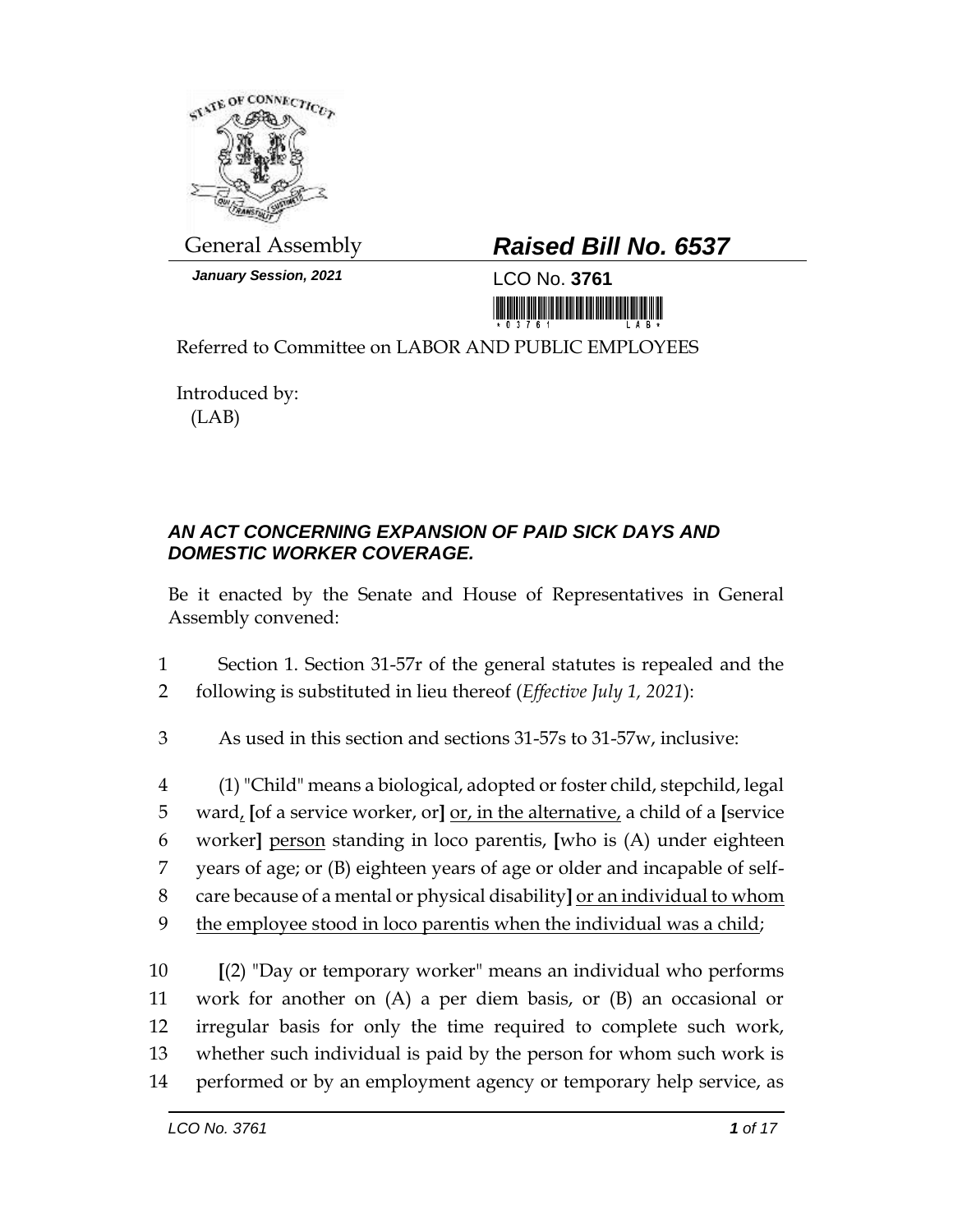General Assembly

***January Session, 2021***

# ***Raised Bill No. 6537***

LCO No. **3761**

Referred to Committee on LABOR AND PUBLIC EMPLOYEES

Introduced by:
(LAB)

## ***AN ACT CONCERNING EXPANSION OF PAID SICK DAYS AND DOMESTIC WORKER COVERAGE.***

Be it enacted by the Senate and House of Representatives in General Assembly convened:

1 Section 1. Section 31-57r of the general statutes is repealed and the
2 following is substituted in lieu thereof (*Effective July 1, 2021*):

3 As used in this section and sections 31-57s to 31-57w, inclusive:

4 (1) "Child" means a biological, adopted or foster child, stepchild, legal
5 ward<u>,</u> **[**of a service worker, or**]** <u>or, in the alternative,</u> a child of a **[**service
6 worker**]** <u>person</u> standing in loco parentis, **[**who is (A) under eighteen
7 years of age; or (B) eighteen years of age or older and incapable of self-
8 care because of a mental or physical disability**]** <u>or an individual to whom</u>
9 <u>the employee stood in loco parentis when the individual was a child</u>;

10 **[**(2) "Day or temporary worker" means an individual who performs
11 work for another on (A) a per diem basis, or (B) an occasional or
12 irregular basis for only the time required to complete such work,
13 whether such individual is paid by the person for whom such work is
14 performed or by an employment agency or temporary help service, as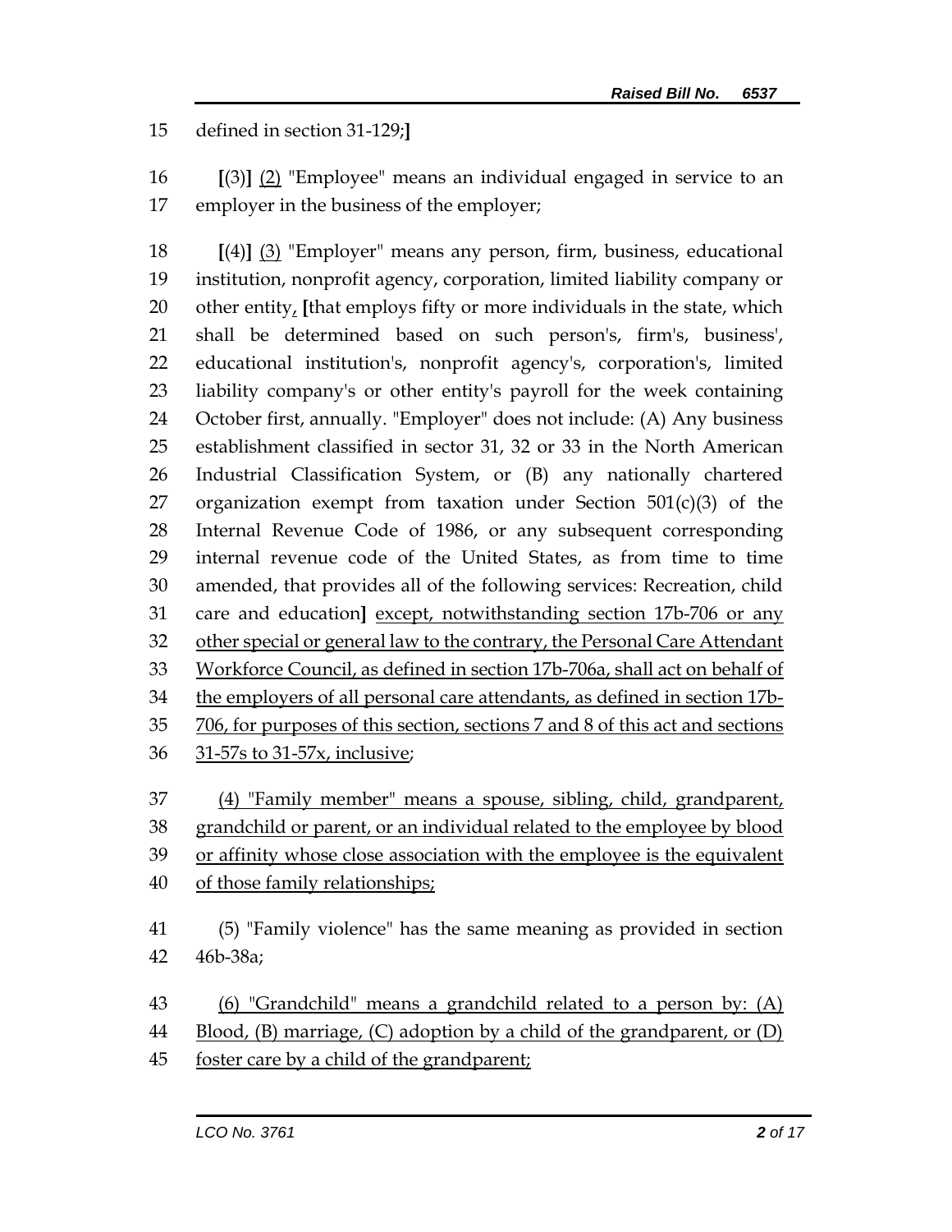defined in section 31-129;]

[(3)] (2) "Employee" means an individual engaged in service to an employer in the business of the employer;

[(4)] (3) "Employer" means any person, firm, business, educational institution, nonprofit agency, corporation, limited liability company or other entity, [that employs fifty or more individuals in the state, which shall be determined based on such person's, firm's, business', educational institution's, nonprofit agency's, corporation's, limited liability company's or other entity's payroll for the week containing October first, annually. "Employer" does not include: (A) Any business establishment classified in sector 31, 32 or 33 in the North American Industrial Classification System, or (B) any nationally chartered organization exempt from taxation under Section 501(c)(3) of the Internal Revenue Code of 1986, or any subsequent corresponding internal revenue code of the United States, as from time to time amended, that provides all of the following services: Recreation, child care and education] except, notwithstanding section 17b-706 or any other special or general law to the contrary, the Personal Care Attendant Workforce Council, as defined in section 17b-706a, shall act on behalf of the employers of all personal care attendants, as defined in section 17b-706, for purposes of this section, sections 7 and 8 of this act and sections 31-57s to 31-57x, inclusive;

(4) "Family member" means a spouse, sibling, child, grandparent, grandchild or parent, or an individual related to the employee by blood or affinity whose close association with the employee is the equivalent of those family relationships;

(5) "Family violence" has the same meaning as provided in section 46b-38a;

(6) "Grandchild" means a grandchild related to a person by: (A) Blood, (B) marriage, (C) adoption by a child of the grandparent, or (D) foster care by a child of the grandparent;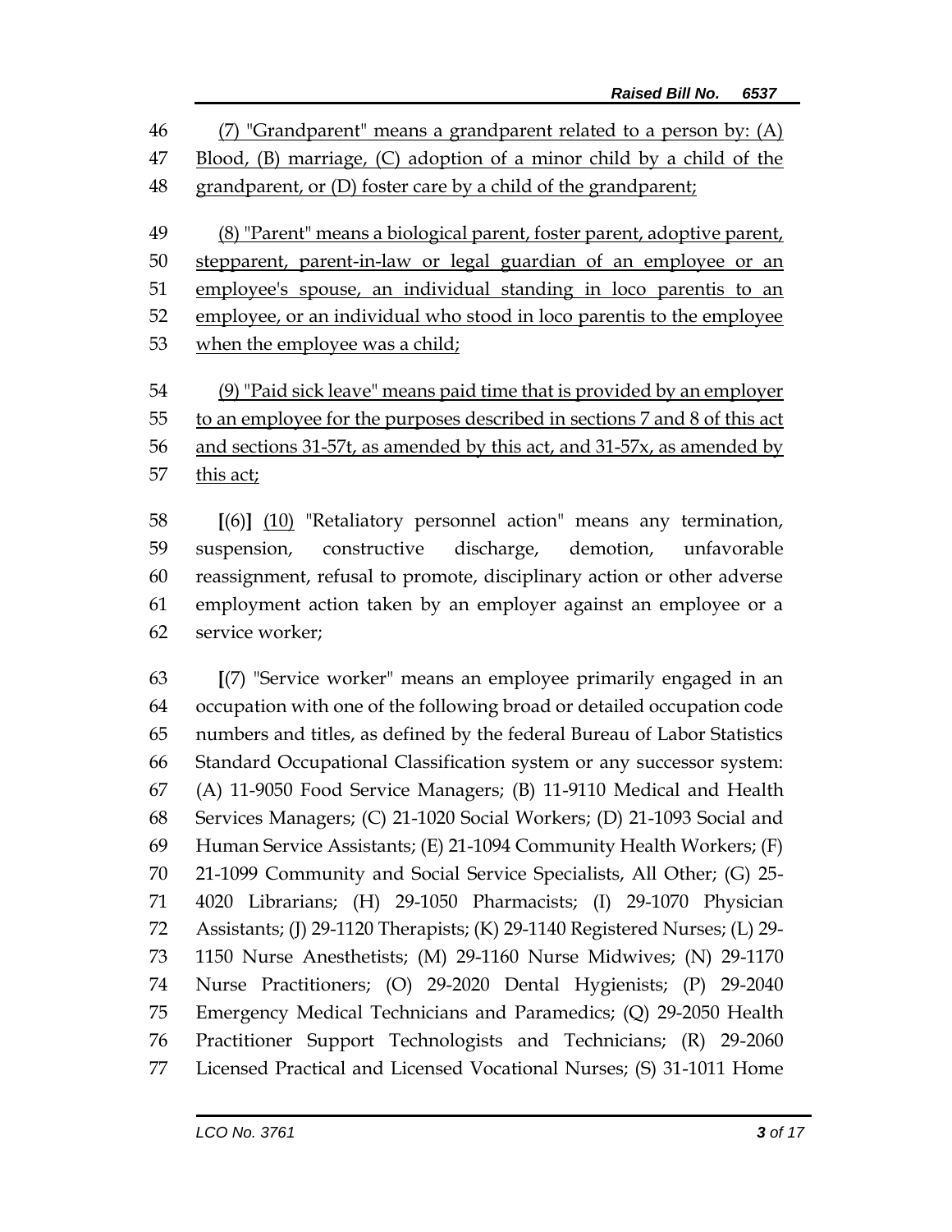46 (7) "Grandparent" means a grandparent related to a person by: (A) Blood, (B) marriage, (C) adoption of a minor child by a child of the grandparent, or (D) foster care by a child of the grandparent;

49 (8) "Parent" means a biological parent, foster parent, adoptive parent, stepparent, parent-in-law or legal guardian of an employee or an employee's spouse, an individual standing in loco parentis to an employee, or an individual who stood in loco parentis to the employee when the employee was a child;

54 (9) "Paid sick leave" means paid time that is provided by an employer to an employee for the purposes described in sections 7 and 8 of this act and sections 31-57t, as amended by this act, and 31-57x, as amended by this act;

58 [(6)] (10) "Retaliatory personnel action" means any termination, suspension, constructive discharge, demotion, unfavorable reassignment, refusal to promote, disciplinary action or other adverse employment action taken by an employer against an employee or a service worker;

63 [(7) "Service worker" means an employee primarily engaged in an occupation with one of the following broad or detailed occupation code numbers and titles, as defined by the federal Bureau of Labor Statistics Standard Occupational Classification system or any successor system: (A) 11-9050 Food Service Managers; (B) 11-9110 Medical and Health Services Managers; (C) 21-1020 Social Workers; (D) 21-1093 Social and Human Service Assistants; (E) 21-1094 Community Health Workers; (F) 21-1099 Community and Social Service Specialists, All Other; (G) 25-4020 Librarians; (H) 29-1050 Pharmacists; (I) 29-1070 Physician Assistants; (J) 29-1120 Therapists; (K) 29-1140 Registered Nurses; (L) 29-1150 Nurse Anesthetists; (M) 29-1160 Nurse Midwives; (N) 29-1170 Nurse Practitioners; (O) 29-2020 Dental Hygienists; (P) 29-2040 Emergency Medical Technicians and Paramedics; (Q) 29-2050 Health Practitioner Support Technologists and Technicians; (R) 29-2060 Licensed Practical and Licensed Vocational Nurses; (S) 31-1011 Home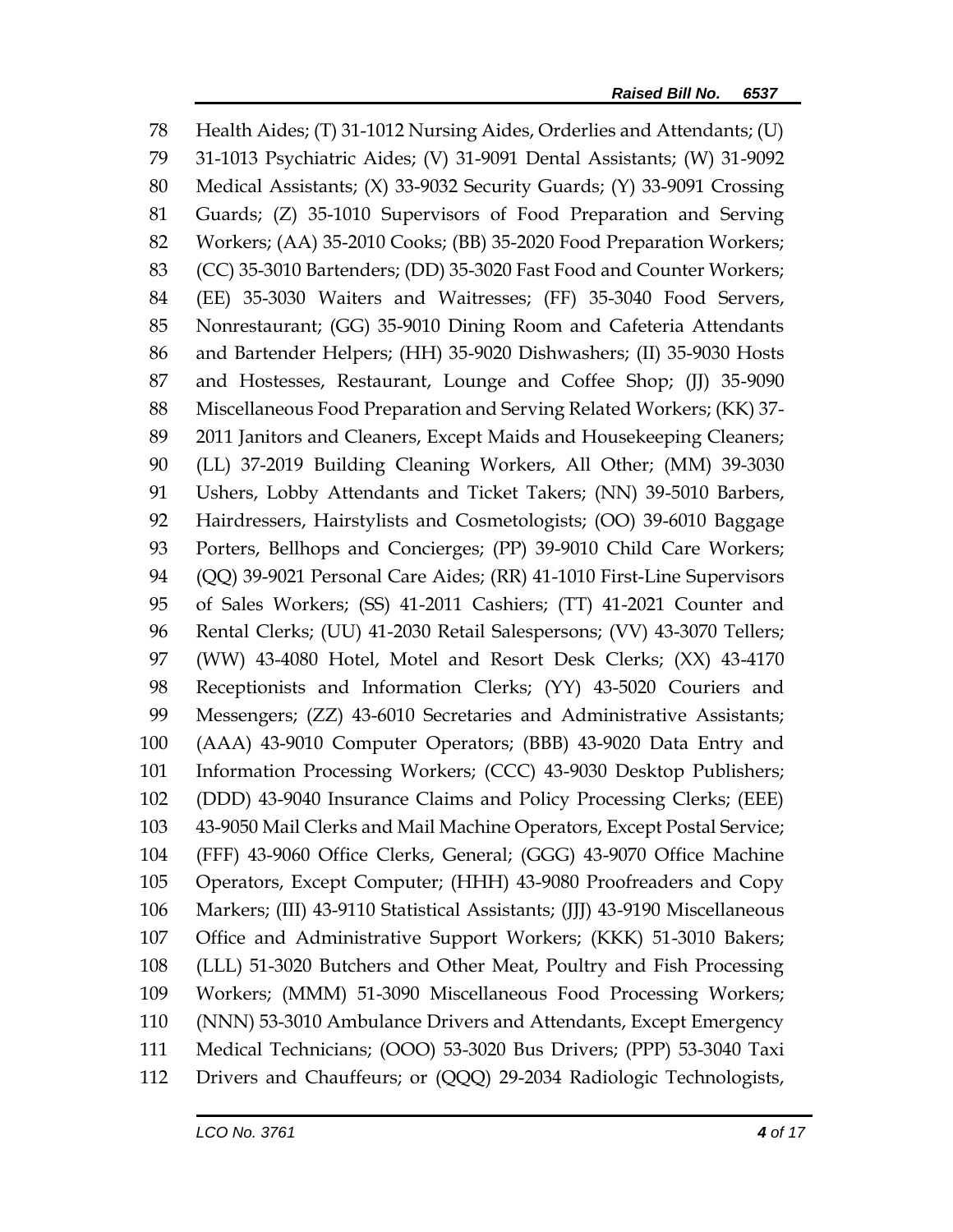78 Health Aides; (T) 31-1012 Nursing Aides, Orderlies and Attendants; (U)
79 31-1013 Psychiatric Aides; (V) 31-9091 Dental Assistants; (W) 31-9092
80 Medical Assistants; (X) 33-9032 Security Guards; (Y) 33-9091 Crossing
81 Guards; (Z) 35-1010 Supervisors of Food Preparation and Serving
82 Workers; (AA) 35-2010 Cooks; (BB) 35-2020 Food Preparation Workers;
83 (CC) 35-3010 Bartenders; (DD) 35-3020 Fast Food and Counter Workers;
84 (EE) 35-3030 Waiters and Waitresses; (FF) 35-3040 Food Servers,
85 Nonrestaurant; (GG) 35-9010 Dining Room and Cafeteria Attendants
86 and Bartender Helpers; (HH) 35-9020 Dishwashers; (II) 35-9030 Hosts
87 and Hostesses, Restaurant, Lounge and Coffee Shop; (JJ) 35-9090
88 Miscellaneous Food Preparation and Serving Related Workers; (KK) 37-
89 2011 Janitors and Cleaners, Except Maids and Housekeeping Cleaners;
90 (LL) 37-2019 Building Cleaning Workers, All Other; (MM) 39-3030
91 Ushers, Lobby Attendants and Ticket Takers; (NN) 39-5010 Barbers,
92 Hairdressers, Hairstylists and Cosmetologists; (OO) 39-6010 Baggage
93 Porters, Bellhops and Concierges; (PP) 39-9010 Child Care Workers;
94 (QQ) 39-9021 Personal Care Aides; (RR) 41-1010 First-Line Supervisors
95 of Sales Workers; (SS) 41-2011 Cashiers; (TT) 41-2021 Counter and
96 Rental Clerks; (UU) 41-2030 Retail Salespersons; (VV) 43-3070 Tellers;
97 (WW) 43-4080 Hotel, Motel and Resort Desk Clerks; (XX) 43-4170
98 Receptionists and Information Clerks; (YY) 43-5020 Couriers and
99 Messengers; (ZZ) 43-6010 Secretaries and Administrative Assistants;
100 (AAA) 43-9010 Computer Operators; (BBB) 43-9020 Data Entry and
101 Information Processing Workers; (CCC) 43-9030 Desktop Publishers;
102 (DDD) 43-9040 Insurance Claims and Policy Processing Clerks; (EEE)
103 43-9050 Mail Clerks and Mail Machine Operators, Except Postal Service;
104 (FFF) 43-9060 Office Clerks, General; (GGG) 43-9070 Office Machine
105 Operators, Except Computer; (HHH) 43-9080 Proofreaders and Copy
106 Markers; (III) 43-9110 Statistical Assistants; (JJJ) 43-9190 Miscellaneous
107 Office and Administrative Support Workers; (KKK) 51-3010 Bakers;
108 (LLL) 51-3020 Butchers and Other Meat, Poultry and Fish Processing
109 Workers; (MMM) 51-3090 Miscellaneous Food Processing Workers;
110 (NNN) 53-3010 Ambulance Drivers and Attendants, Except Emergency
111 Medical Technicians; (OOO) 53-3020 Bus Drivers; (PPP) 53-3040 Taxi
112 Drivers and Chauffeurs; or (QQQ) 29-2034 Radiologic Technologists,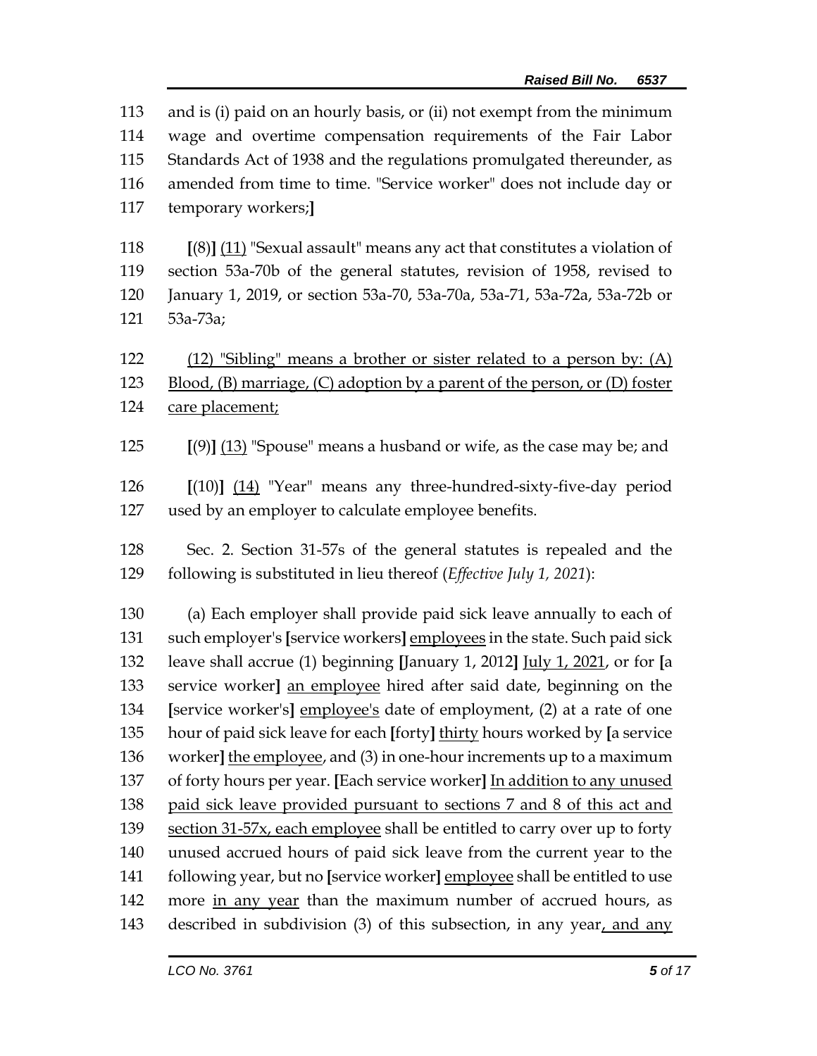113 and is (i) paid on an hourly basis, or (ii) not exempt from the minimum
114 wage and overtime compensation requirements of the Fair Labor
115 Standards Act of 1938 and the regulations promulgated thereunder, as
116 amended from time to time. "Service worker" does not include day or
117 temporary workers;**]**

118 **[**(8)**]** <u>(11)</u> "Sexual assault" means any act that constitutes a violation of
119 section 53a-70b of the general statutes, revision of 1958, revised to
120 January 1, 2019, or section 53a-70, 53a-70a, 53a-71, 53a-72a, 53a-72b or
121 53a-73a;

122 <u>(12) "Sibling" means a brother or sister related to a person by: (A)</u>
123 <u>Blood, (B) marriage, (C) adoption by a parent of the person, or (D) foster</u>
124 <u>care placement;</u>

125 **[**(9)**]** <u>(13)</u> "Spouse" means a husband or wife, as the case may be; and

126 **[**(10)**]** <u>(14)</u> "Year" means any three-hundred-sixty-five-day period
127 used by an employer to calculate employee benefits.

128 Sec. 2. Section 31-57s of the general statutes is repealed and the
129 following is substituted in lieu thereof (*Effective July 1, 2021*):

130 (a) Each employer shall provide paid sick leave annually to each of
131 such employer's **[**service workers**]** <u>employees</u> in the state. Such paid sick
132 leave shall accrue (1) beginning **[**January 1, 2012**]** <u>July 1, 2021</u>, or for **[**a
133 service worker**]** <u>an employee</u> hired after said date, beginning on the
134 **[**service worker's**]** <u>employee's</u> date of employment, (2) at a rate of one
135 hour of paid sick leave for each **[**forty**]** <u>thirty</u> hours worked by **[**a service
136 worker**]** <u>the employee</u>, and (3) in one-hour increments up to a maximum
137 of forty hours per year. **[**Each service worker**]** <u>In addition to any unused</u>
138 <u>paid sick leave provided pursuant to sections 7 and 8 of this act and</u>
139 <u>section 31-57x, each employee</u> shall be entitled to carry over up to forty
140 unused accrued hours of paid sick leave from the current year to the
141 following year, but no **[**service worker**]** <u>employee</u> shall be entitled to use
142 more <u>in any year</u> than the maximum number of accrued hours, as
143 described in subdivision (3) of this subsection, in any year<u>, and any</u>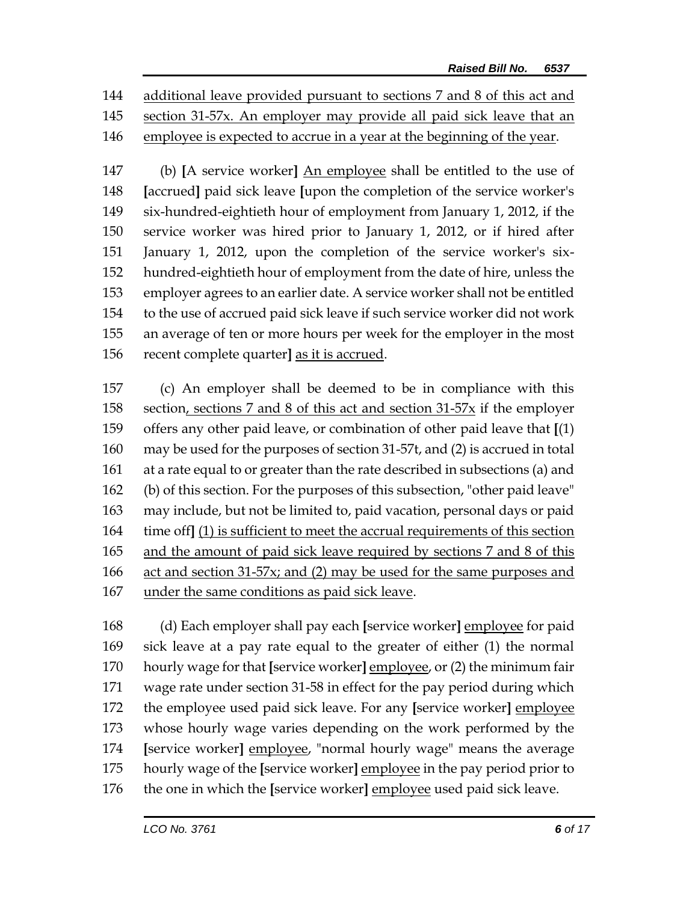144 additional leave provided pursuant to sections 7 and 8 of this act and
145 section 31-57x. An employer may provide all paid sick leave that an
146 employee is expected to accrue in a year at the beginning of the year.

147 (b) [A service worker] An employee shall be entitled to the use of
148 [accrued] paid sick leave [upon the completion of the service worker's
149 six-hundred-eightieth hour of employment from January 1, 2012, if the
150 service worker was hired prior to January 1, 2012, or if hired after
151 January 1, 2012, upon the completion of the service worker's six-
152 hundred-eightieth hour of employment from the date of hire, unless the
153 employer agrees to an earlier date. A service worker shall not be entitled
154 to the use of accrued paid sick leave if such service worker did not work
155 an average of ten or more hours per week for the employer in the most
156 recent complete quarter] as it is accrued.

157 (c) An employer shall be deemed to be in compliance with this
158 section, sections 7 and 8 of this act and section 31-57x if the employer
159 offers any other paid leave, or combination of other paid leave that [(1)
160 may be used for the purposes of section 31-57t, and (2) is accrued in total
161 at a rate equal to or greater than the rate described in subsections (a) and
162 (b) of this section. For the purposes of this subsection, "other paid leave"
163 may include, but not be limited to, paid vacation, personal days or paid
164 time off] (1) is sufficient to meet the accrual requirements of this section
165 and the amount of paid sick leave required by sections 7 and 8 of this
166 act and section 31-57x; and (2) may be used for the same purposes and
167 under the same conditions as paid sick leave.

168 (d) Each employer shall pay each [service worker] employee for paid
169 sick leave at a pay rate equal to the greater of either (1) the normal
170 hourly wage for that [service worker] employee, or (2) the minimum fair
171 wage rate under section 31-58 in effect for the pay period during which
172 the employee used paid sick leave. For any [service worker] employee
173 whose hourly wage varies depending on the work performed by the
174 [service worker] employee, "normal hourly wage" means the average
175 hourly wage of the [service worker] employee in the pay period prior to
176 the one in which the [service worker] employee used paid sick leave.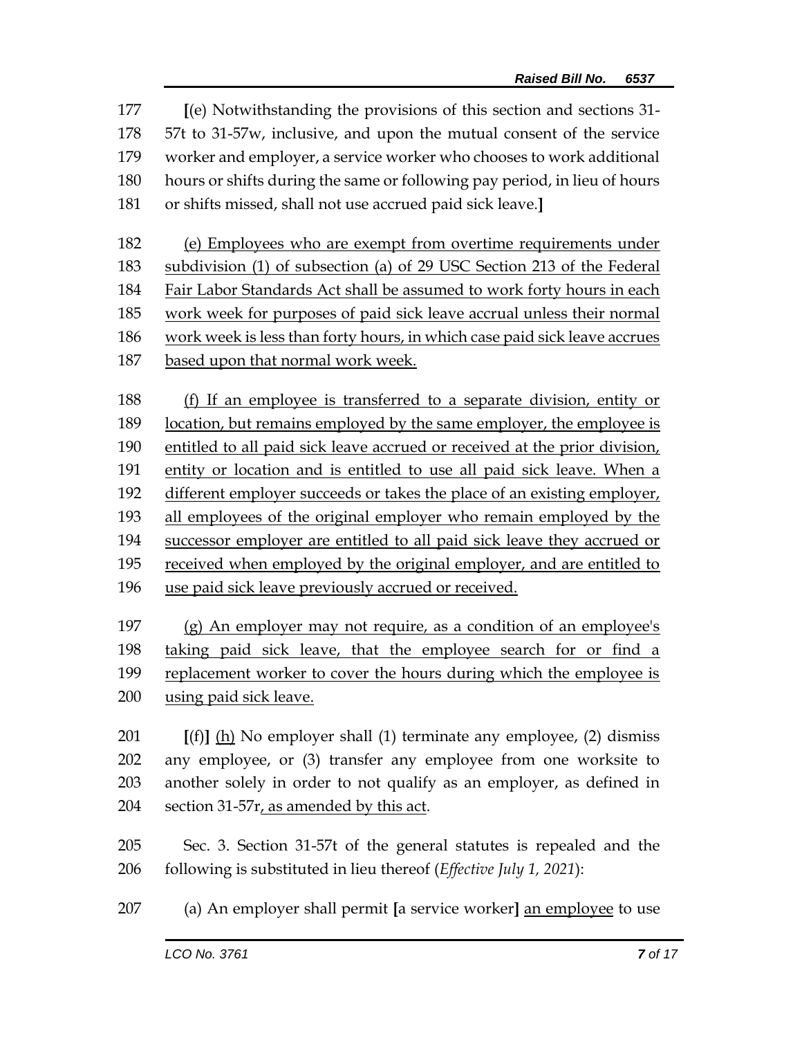177 **[**(e) Notwithstanding the provisions of this section and sections 31-
178 57t to 31-57w, inclusive, and upon the mutual consent of the service
179 worker and employer, a service worker who chooses to work additional
180 hours or shifts during the same or following pay period, in lieu of hours
181 or shifts missed, shall not use accrued paid sick leave.**]**

182 <u>(e) Employees who are exempt from overtime requirements under</u>
183 <u>subdivision (1) of subsection (a) of 29 USC Section 213 of the Federal</u>
184 <u>Fair Labor Standards Act shall be assumed to work forty hours in each</u>
185 <u>work week for purposes of paid sick leave accrual unless their normal</u>
186 <u>work week is less than forty hours, in which case paid sick leave accrues</u>
187 <u>based upon that normal work week.</u>

188 <u>(f) If an employee is transferred to a separate division, entity or</u>
189 <u>location, but remains employed by the same employer, the employee is</u>
190 <u>entitled to all paid sick leave accrued or received at the prior division,</u>
191 <u>entity or location and is entitled to use all paid sick leave. When a</u>
192 <u>different employer succeeds or takes the place of an existing employer,</u>
193 <u>all employees of the original employer who remain employed by the</u>
194 <u>successor employer are entitled to all paid sick leave they accrued or</u>
195 <u>received when employed by the original employer, and are entitled to</u>
196 <u>use paid sick leave previously accrued or received.</u>

197 <u>(g) An employer may not require, as a condition of an employee's</u>
198 <u>taking paid sick leave, that the employee search for or find a</u>
199 <u>replacement worker to cover the hours during which the employee is</u>
200 <u>using paid sick leave.</u>

201 **[**(f)**]** <u>(h)</u> No employer shall (1) terminate any employee, (2) dismiss
202 any employee, or (3) transfer any employee from one worksite to
203 another solely in order to not qualify as an employer, as defined in
204 section 31-57r<u>, as amended by this act</u>.

205 Sec. 3. Section 31-57t of the general statutes is repealed and the
206 following is substituted in lieu thereof (*Effective July 1, 2021*):

207 (a) An employer shall permit **[**a service worker**]** <u>an employee</u> to use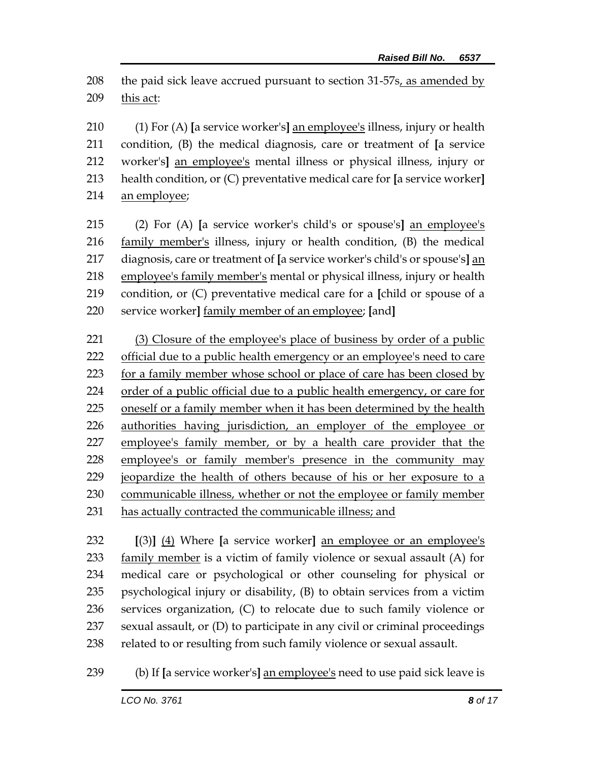the paid sick leave accrued pursuant to section 31-57s, as amended by this act:

(1) For (A) [a service worker's] an employee's illness, injury or health condition, (B) the medical diagnosis, care or treatment of [a service worker's] an employee's mental illness or physical illness, injury or health condition, or (C) preventative medical care for [a service worker] an employee;

(2) For (A) [a service worker's child's or spouse's] an employee's family member's illness, injury or health condition, (B) the medical diagnosis, care or treatment of [a service worker's child's or spouse's] an employee's family member's mental or physical illness, injury or health condition, or (C) preventative medical care for a [child or spouse of a service worker] family member of an employee; [and]

(3) Closure of the employee's place of business by order of a public official due to a public health emergency or an employee's need to care for a family member whose school or place of care has been closed by order of a public official due to a public health emergency, or care for oneself or a family member when it has been determined by the health authorities having jurisdiction, an employer of the employee or employee's family member, or by a health care provider that the employee's or family member's presence in the community may jeopardize the health of others because of his or her exposure to a communicable illness, whether or not the employee or family member has actually contracted the communicable illness; and

[(3)] (4) Where [a service worker] an employee or an employee's family member is a victim of family violence or sexual assault (A) for medical care or psychological or other counseling for physical or psychological injury or disability, (B) to obtain services from a victim services organization, (C) to relocate due to such family violence or sexual assault, or (D) to participate in any civil or criminal proceedings related to or resulting from such family violence or sexual assault.

(b) If [a service worker's] an employee's need to use paid sick leave is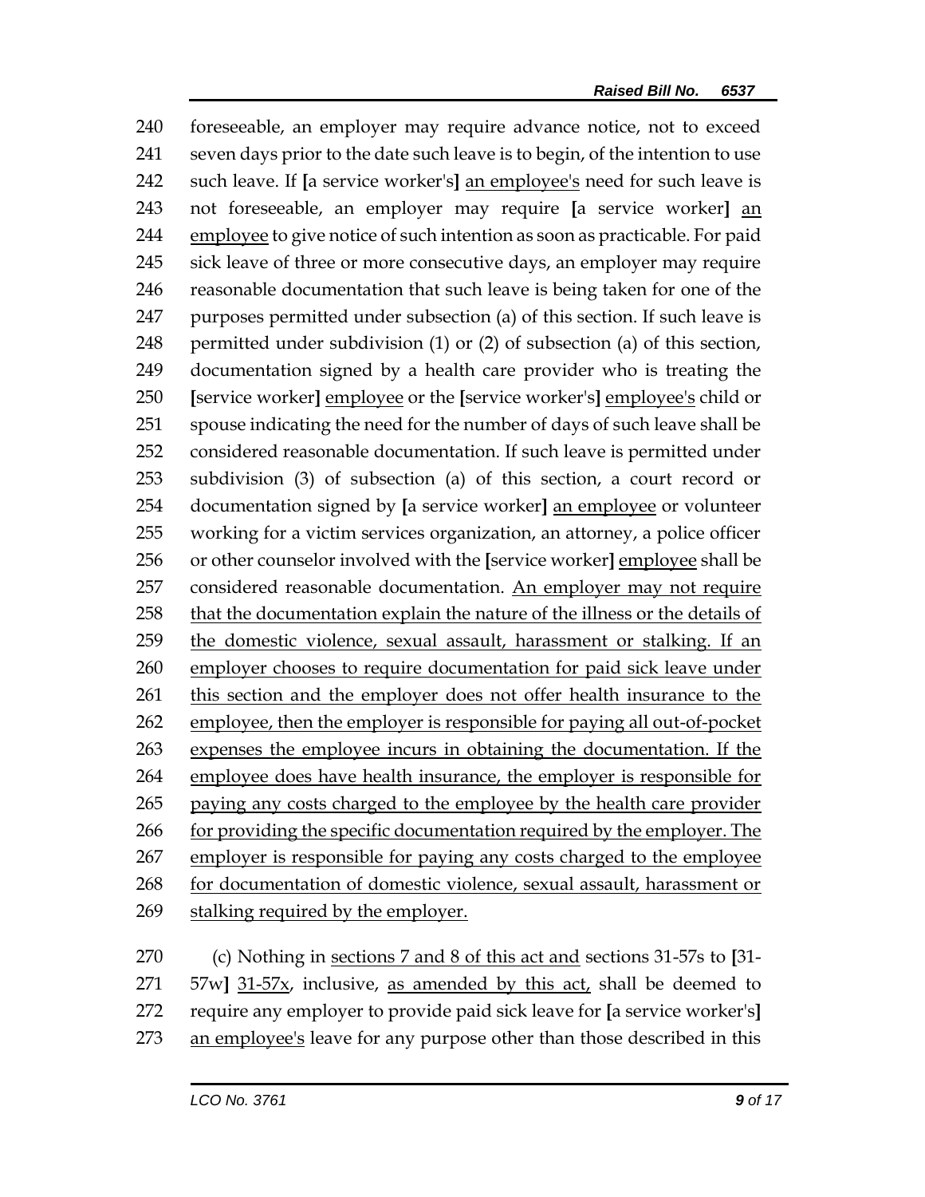240 foreseeable, an employer may require advance notice, not to exceed
241 seven days prior to the date such leave is to begin, of the intention to use
242 such leave. If [a service worker's] an employee's need for such leave is
243 not foreseeable, an employer may require [a service worker] an
244 employee to give notice of such intention as soon as practicable. For paid
245 sick leave of three or more consecutive days, an employer may require
246 reasonable documentation that such leave is being taken for one of the
247 purposes permitted under subsection (a) of this section. If such leave is
248 permitted under subdivision (1) or (2) of subsection (a) of this section,
249 documentation signed by a health care provider who is treating the
250 [service worker] employee or the [service worker's] employee's child or
251 spouse indicating the need for the number of days of such leave shall be
252 considered reasonable documentation. If such leave is permitted under
253 subdivision (3) of subsection (a) of this section, a court record or
254 documentation signed by [a service worker] an employee or volunteer
255 working for a victim services organization, an attorney, a police officer
256 or other counselor involved with the [service worker] employee shall be
257 considered reasonable documentation. An employer may not require
258 that the documentation explain the nature of the illness or the details of
259 the domestic violence, sexual assault, harassment or stalking. If an
260 employer chooses to require documentation for paid sick leave under
261 this section and the employer does not offer health insurance to the
262 employee, then the employer is responsible for paying all out-of-pocket
263 expenses the employee incurs in obtaining the documentation. If the
264 employee does have health insurance, the employer is responsible for
265 paying any costs charged to the employee by the health care provider
266 for providing the specific documentation required by the employer. The
267 employer is responsible for paying any costs charged to the employee
268 for documentation of domestic violence, sexual assault, harassment or
269 stalking required by the employer.

270 (c) Nothing in sections 7 and 8 of this act and sections 31-57s to [31-
271 57w] 31-57x, inclusive, as amended by this act, shall be deemed to
272 require any employer to provide paid sick leave for [a service worker's]
273 an employee's leave for any purpose other than those described in this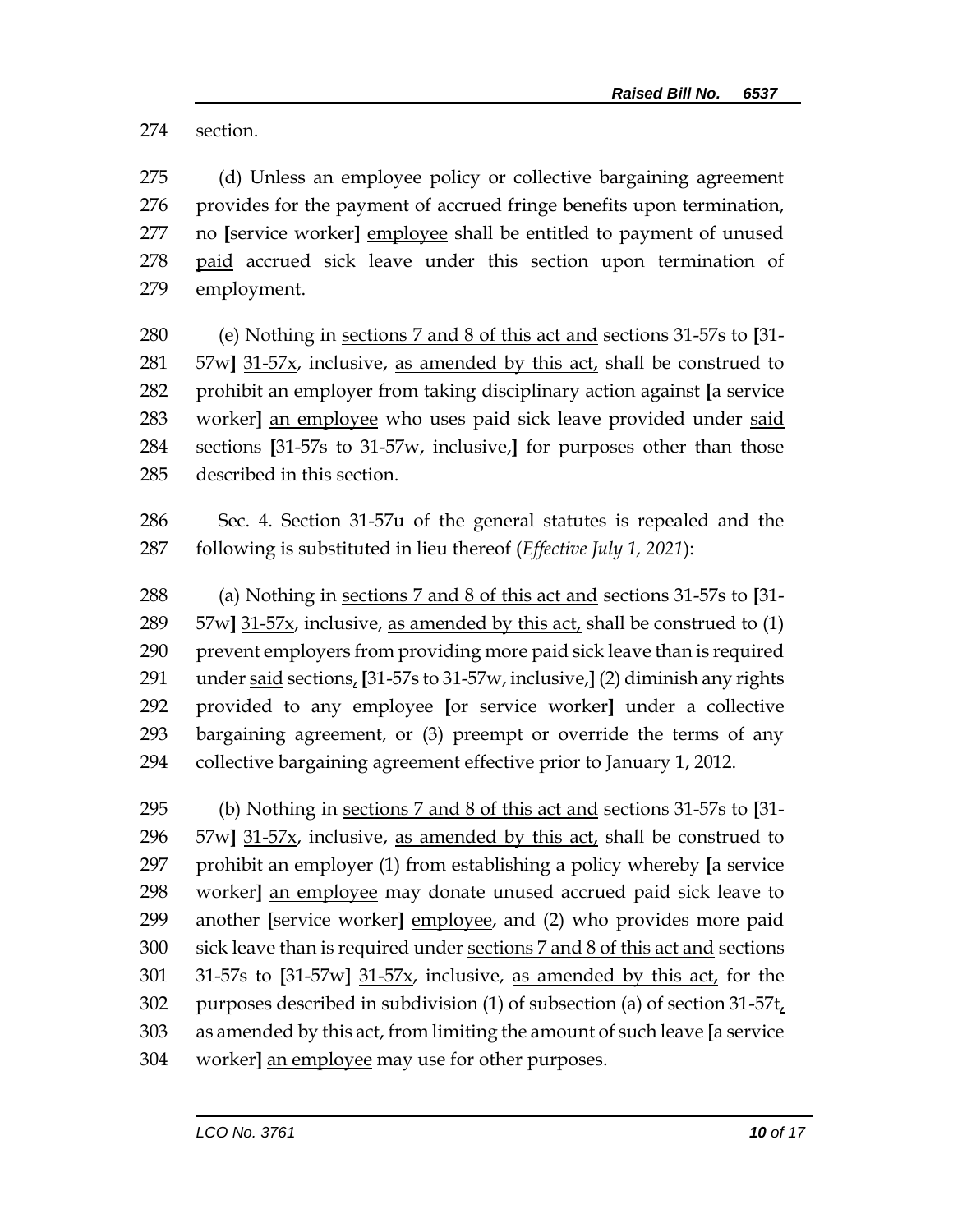274 section.

275 (d) Unless an employee policy or collective bargaining agreement
276 provides for the payment of accrued fringe benefits upon termination,
277 no [service worker] employee shall be entitled to payment of unused
278 paid accrued sick leave under this section upon termination of
279 employment.

280 (e) Nothing in sections 7 and 8 of this act and sections 31-57s to [31-
281 57w] 31-57x, inclusive, as amended by this act, shall be construed to
282 prohibit an employer from taking disciplinary action against [a service
283 worker] an employee who uses paid sick leave provided under said
284 sections [31-57s to 31-57w, inclusive,] for purposes other than those
285 described in this section.

286 Sec. 4. Section 31-57u of the general statutes is repealed and the
287 following is substituted in lieu thereof (*Effective July 1, 2021*):

288 (a) Nothing in sections 7 and 8 of this act and sections 31-57s to [31-
289 57w] 31-57x, inclusive, as amended by this act, shall be construed to (1)
290 prevent employers from providing more paid sick leave than is required
291 under said sections, [31-57s to 31-57w, inclusive,] (2) diminish any rights
292 provided to any employee [or service worker] under a collective
293 bargaining agreement, or (3) preempt or override the terms of any
294 collective bargaining agreement effective prior to January 1, 2012.

295 (b) Nothing in sections 7 and 8 of this act and sections 31-57s to [31-
296 57w] 31-57x, inclusive, as amended by this act, shall be construed to
297 prohibit an employer (1) from establishing a policy whereby [a service
298 worker] an employee may donate unused accrued paid sick leave to
299 another [service worker] employee, and (2) who provides more paid
300 sick leave than is required under sections 7 and 8 of this act and sections
301 31-57s to [31-57w] 31-57x, inclusive, as amended by this act, for the
302 purposes described in subdivision (1) of subsection (a) of section 31-57t,
303 as amended by this act, from limiting the amount of such leave [a service
304 worker] an employee may use for other purposes.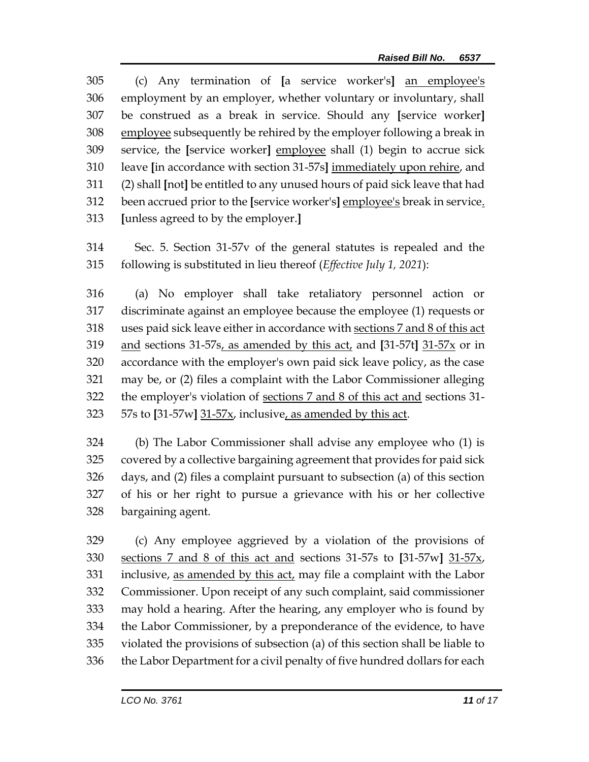305 (c) Any termination of [a service worker's] <u>an employee's</u>
306 employment by an employer, whether voluntary or involuntary, shall
307 be construed as a break in service. Should any [service worker]
308 <u>employee</u> subsequently be rehired by the employer following a break in
309 service, the [service worker] <u>employee</u> shall (1) begin to accrue sick
310 leave [in accordance with section 31-57s] <u>immediately upon rehire</u>, and
311 (2) shall [not] be entitled to any unused hours of paid sick leave that had
312 been accrued prior to the [service worker's] <u>employee's</u> break in service<u>.</u>
313 [unless agreed to by the employer.]

314 Sec. 5. Section 31-57v of the general statutes is repealed and the
315 following is substituted in lieu thereof (*Effective July 1, 2021*):

316 (a) No employer shall take retaliatory personnel action or
317 discriminate against an employee because the employee (1) requests or
318 uses paid sick leave either in accordance with <u>sections 7 and 8 of this act</u>
319 <u>and</u> sections 31-57s<u>, as amended by this act,</u> and [31-57t] <u>31-57x</u> or in
320 accordance with the employer's own paid sick leave policy, as the case
321 may be, or (2) files a complaint with the Labor Commissioner alleging
322 the employer's violation of <u>sections 7 and 8 of this act and</u> sections 31-
323 57s to [31-57w] <u>31-57x</u>, inclusive<u>, as amended by this act</u>.

324 (b) The Labor Commissioner shall advise any employee who (1) is
325 covered by a collective bargaining agreement that provides for paid sick
326 days, and (2) files a complaint pursuant to subsection (a) of this section
327 of his or her right to pursue a grievance with his or her collective
328 bargaining agent.

329 (c) Any employee aggrieved by a violation of the provisions of
330 <u>sections 7 and 8 of this act and</u> sections 31-57s to [31-57w] <u>31-57x</u>,
331 inclusive, <u>as amended by this act,</u> may file a complaint with the Labor
332 Commissioner. Upon receipt of any such complaint, said commissioner
333 may hold a hearing. After the hearing, any employer who is found by
334 the Labor Commissioner, by a preponderance of the evidence, to have
335 violated the provisions of subsection (a) of this section shall be liable to
336 the Labor Department for a civil penalty of five hundred dollars for each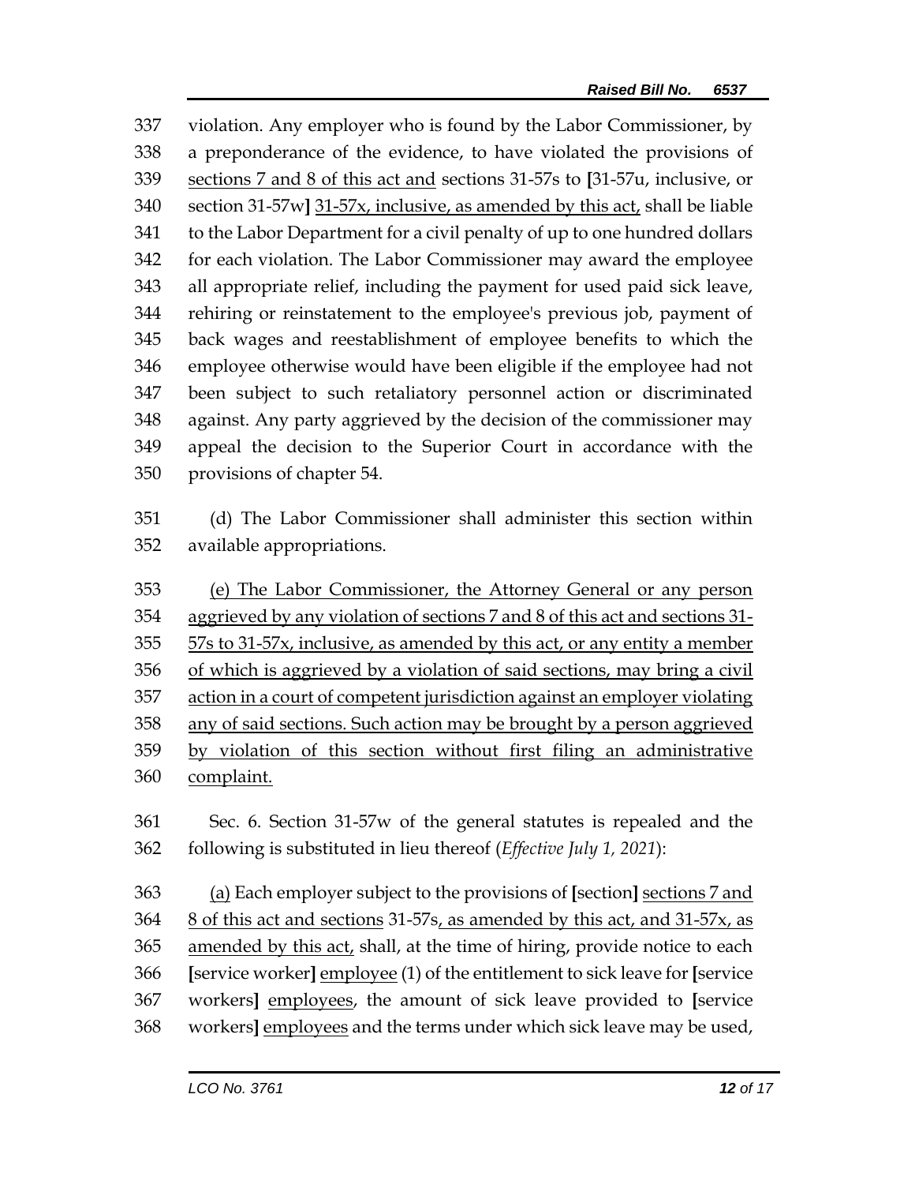337 violation. Any employer who is found by the Labor Commissioner, by
338 a preponderance of the evidence, to have violated the provisions of
339 <u>sections 7 and 8 of this act and</u> sections 31-57s to **[**31-57u, inclusive, or
340 section 31-57w**]** <u>31-57x, inclusive, as amended by this act,</u> shall be liable
341 to the Labor Department for a civil penalty of up to one hundred dollars
342 for each violation. The Labor Commissioner may award the employee
343 all appropriate relief, including the payment for used paid sick leave,
344 rehiring or reinstatement to the employee's previous job, payment of
345 back wages and reestablishment of employee benefits to which the
346 employee otherwise would have been eligible if the employee had not
347 been subject to such retaliatory personnel action or discriminated
348 against. Any party aggrieved by the decision of the commissioner may
349 appeal the decision to the Superior Court in accordance with the
350 provisions of chapter 54.

351 (d) The Labor Commissioner shall administer this section within
352 available appropriations.

353 <u>(e) The Labor Commissioner, the Attorney General or any person</u>
354 <u>aggrieved by any violation of sections 7 and 8 of this act and sections 31-</u>
355 <u>57s to 31-57x, inclusive, as amended by this act, or any entity a member</u>
356 <u>of which is aggrieved by a violation of said sections, may bring a civil</u>
357 <u>action in a court of competent jurisdiction against an employer violating</u>
358 <u>any of said sections. Such action may be brought by a person aggrieved</u>
359 <u>by violation of this section without first filing an administrative</u>
360 <u>complaint.</u>

361 Sec. 6. Section 31-57w of the general statutes is repealed and the
362 following is substituted in lieu thereof (*Effective July 1, 2021*):

363 <u>(a)</u> Each employer subject to the provisions of **[**section**]** <u>sections 7 and</u>
364 <u>8 of this act and sections</u> 31-57s<u>, as amended by this act, and 31-57x, as</u>
365 <u>amended by this act,</u> shall, at the time of hiring, provide notice to each
366 **[**service worker**]** <u>employee</u> (1) of the entitlement to sick leave for **[**service
367 workers**]** <u>employees</u>, the amount of sick leave provided to **[**service
368 workers**]** <u>employees</u> and the terms under which sick leave may be used,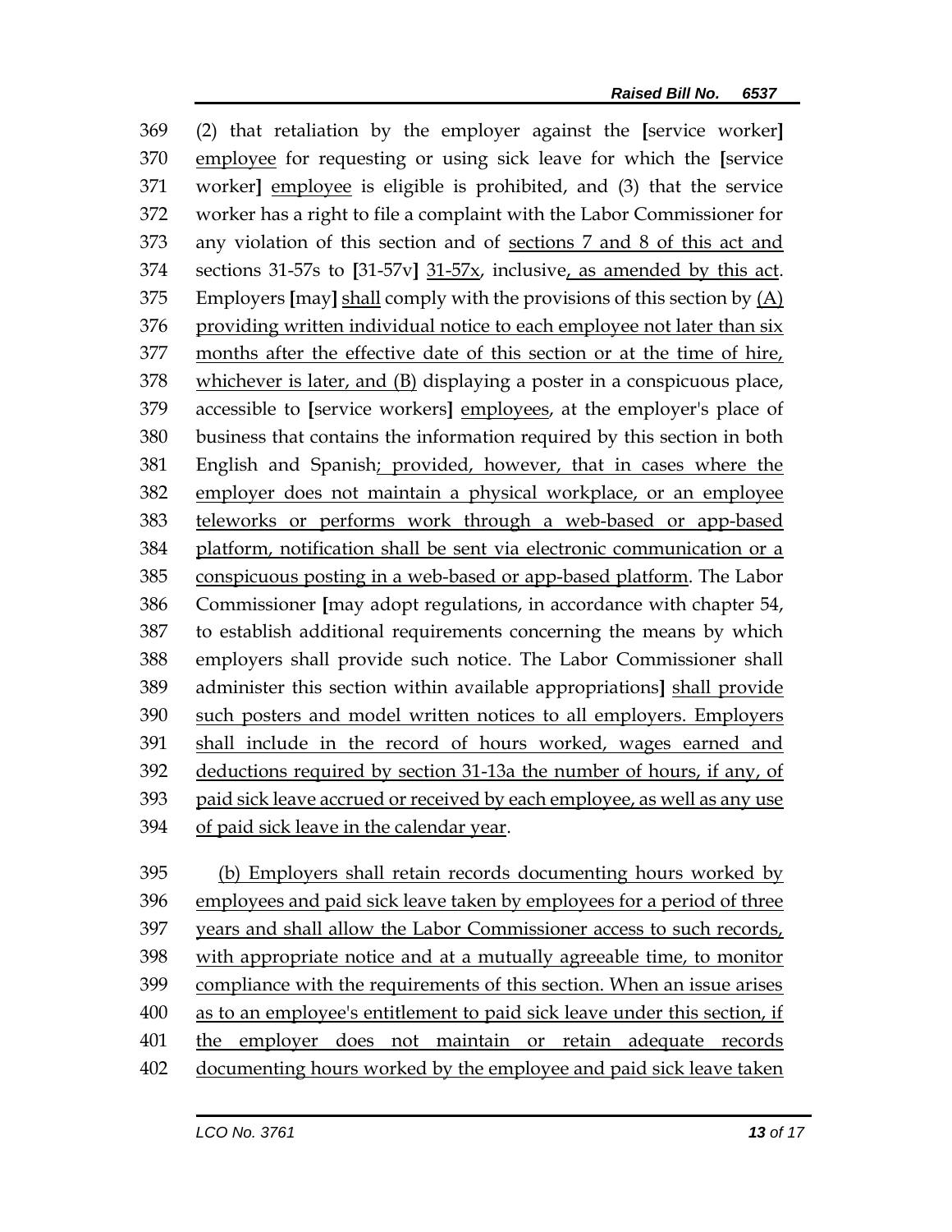369 (2) that retaliation by the employer against the [service worker] employee for requesting or using sick leave for which the [service worker] employee is eligible is prohibited, and (3) that the service worker has a right to file a complaint with the Labor Commissioner for any violation of this section and of sections 7 and 8 of this act and sections 31-57s to [31-57v] 31-57x, inclusive, as amended by this act. Employers [may] shall comply with the provisions of this section by (A) providing written individual notice to each employee not later than six months after the effective date of this section or at the time of hire, whichever is later, and (B) displaying a poster in a conspicuous place, accessible to [service workers] employees, at the employer's place of business that contains the information required by this section in both English and Spanish; provided, however, that in cases where the employer does not maintain a physical workplace, or an employee teleworks or performs work through a web-based or app-based platform, notification shall be sent via electronic communication or a conspicuous posting in a web-based or app-based platform. The Labor Commissioner [may adopt regulations, in accordance with chapter 54, to establish additional requirements concerning the means by which employers shall provide such notice. The Labor Commissioner shall administer this section within available appropriations] shall provide such posters and model written notices to all employers. Employers shall include in the record of hours worked, wages earned and deductions required by section 31-13a the number of hours, if any, of paid sick leave accrued or received by each employee, as well as any use of paid sick leave in the calendar year.

395 (b) Employers shall retain records documenting hours worked by employees and paid sick leave taken by employees for a period of three years and shall allow the Labor Commissioner access to such records, with appropriate notice and at a mutually agreeable time, to monitor compliance with the requirements of this section. When an issue arises as to an employee's entitlement to paid sick leave under this section, if the employer does not maintain or retain adequate records documenting hours worked by the employee and paid sick leave taken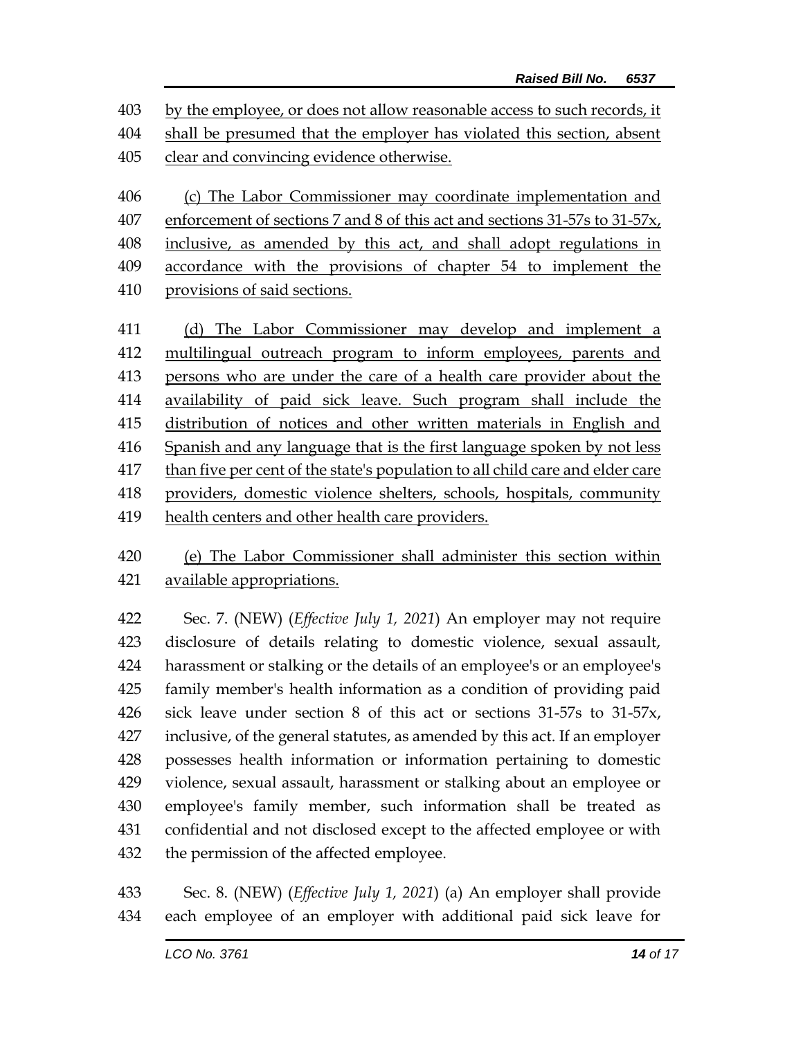by the employee, or does not allow reasonable access to such records, it shall be presumed that the employer has violated this section, absent clear and convincing evidence otherwise.

(c) The Labor Commissioner may coordinate implementation and enforcement of sections 7 and 8 of this act and sections 31-57s to 31-57x, inclusive, as amended by this act, and shall adopt regulations in accordance with the provisions of chapter 54 to implement the provisions of said sections.

(d) The Labor Commissioner may develop and implement a multilingual outreach program to inform employees, parents and persons who are under the care of a health care provider about the availability of paid sick leave. Such program shall include the distribution of notices and other written materials in English and Spanish and any language that is the first language spoken by not less than five per cent of the state's population to all child care and elder care providers, domestic violence shelters, schools, hospitals, community health centers and other health care providers.

(e) The Labor Commissioner shall administer this section within available appropriations.

Sec. 7. (NEW) (*Effective July 1, 2021*) An employer may not require disclosure of details relating to domestic violence, sexual assault, harassment or stalking or the details of an employee's or an employee's family member's health information as a condition of providing paid sick leave under section 8 of this act or sections 31-57s to 31-57x, inclusive, of the general statutes, as amended by this act. If an employer possesses health information or information pertaining to domestic violence, sexual assault, harassment or stalking about an employee or employee's family member, such information shall be treated as confidential and not disclosed except to the affected employee or with the permission of the affected employee.

Sec. 8. (NEW) (*Effective July 1, 2021*) (a) An employer shall provide each employee of an employer with additional paid sick leave for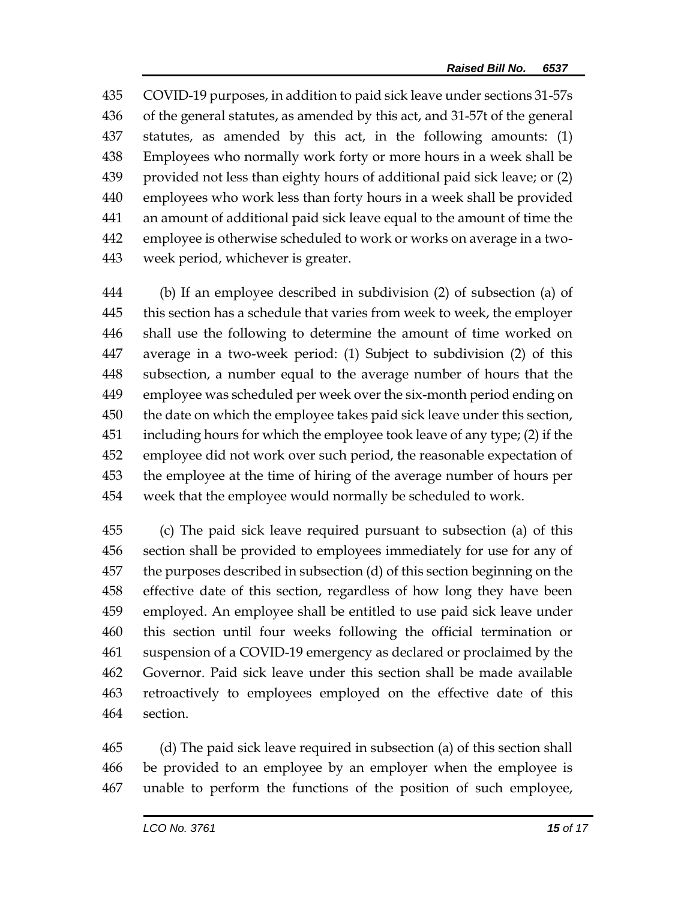COVID-19 purposes, in addition to paid sick leave under sections 31-57s of the general statutes, as amended by this act, and 31-57t of the general statutes, as amended by this act, in the following amounts: (1) Employees who normally work forty or more hours in a week shall be provided not less than eighty hours of additional paid sick leave; or (2) employees who work less than forty hours in a week shall be provided an amount of additional paid sick leave equal to the amount of time the employee is otherwise scheduled to work or works on average in a two-week period, whichever is greater.

(b) If an employee described in subdivision (2) of subsection (a) of this section has a schedule that varies from week to week, the employer shall use the following to determine the amount of time worked on average in a two-week period: (1) Subject to subdivision (2) of this subsection, a number equal to the average number of hours that the employee was scheduled per week over the six-month period ending on the date on which the employee takes paid sick leave under this section, including hours for which the employee took leave of any type; (2) if the employee did not work over such period, the reasonable expectation of the employee at the time of hiring of the average number of hours per week that the employee would normally be scheduled to work.

(c) The paid sick leave required pursuant to subsection (a) of this section shall be provided to employees immediately for use for any of the purposes described in subsection (d) of this section beginning on the effective date of this section, regardless of how long they have been employed. An employee shall be entitled to use paid sick leave under this section until four weeks following the official termination or suspension of a COVID-19 emergency as declared or proclaimed by the Governor. Paid sick leave under this section shall be made available retroactively to employees employed on the effective date of this section.

(d) The paid sick leave required in subsection (a) of this section shall be provided to an employee by an employer when the employee is unable to perform the functions of the position of such employee,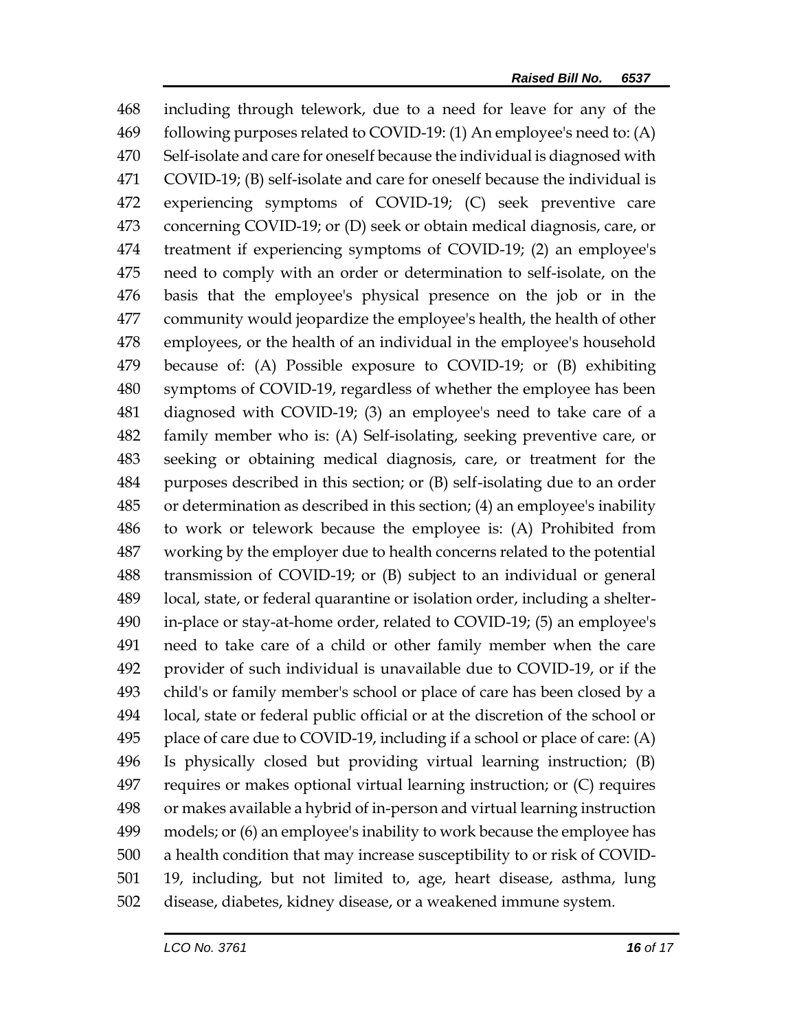468 including through telework, due to a need for leave for any of the
469 following purposes related to COVID-19: (1) An employee's need to: (A)
470 Self-isolate and care for oneself because the individual is diagnosed with
471 COVID-19; (B) self-isolate and care for oneself because the individual is
472 experiencing symptoms of COVID-19; (C) seek preventive care
473 concerning COVID-19; or (D) seek or obtain medical diagnosis, care, or
474 treatment if experiencing symptoms of COVID-19; (2) an employee's
475 need to comply with an order or determination to self-isolate, on the
476 basis that the employee's physical presence on the job or in the
477 community would jeopardize the employee's health, the health of other
478 employees, or the health of an individual in the employee's household
479 because of: (A) Possible exposure to COVID-19; or (B) exhibiting
480 symptoms of COVID-19, regardless of whether the employee has been
481 diagnosed with COVID-19; (3) an employee's need to take care of a
482 family member who is: (A) Self-isolating, seeking preventive care, or
483 seeking or obtaining medical diagnosis, care, or treatment for the
484 purposes described in this section; or (B) self-isolating due to an order
485 or determination as described in this section; (4) an employee's inability
486 to work or telework because the employee is: (A) Prohibited from
487 working by the employer due to health concerns related to the potential
488 transmission of COVID-19; or (B) subject to an individual or general
489 local, state, or federal quarantine or isolation order, including a shelter-
490 in-place or stay-at-home order, related to COVID-19; (5) an employee's
491 need to take care of a child or other family member when the care
492 provider of such individual is unavailable due to COVID-19, or if the
493 child's or family member's school or place of care has been closed by a
494 local, state or federal public official or at the discretion of the school or
495 place of care due to COVID-19, including if a school or place of care: (A)
496 Is physically closed but providing virtual learning instruction; (B)
497 requires or makes optional virtual learning instruction; or (C) requires
498 or makes available a hybrid of in-person and virtual learning instruction
499 models; or (6) an employee's inability to work because the employee has
500 a health condition that may increase susceptibility to or risk of COVID-
501 19, including, but not limited to, age, heart disease, asthma, lung
502 disease, diabetes, kidney disease, or a weakened immune system.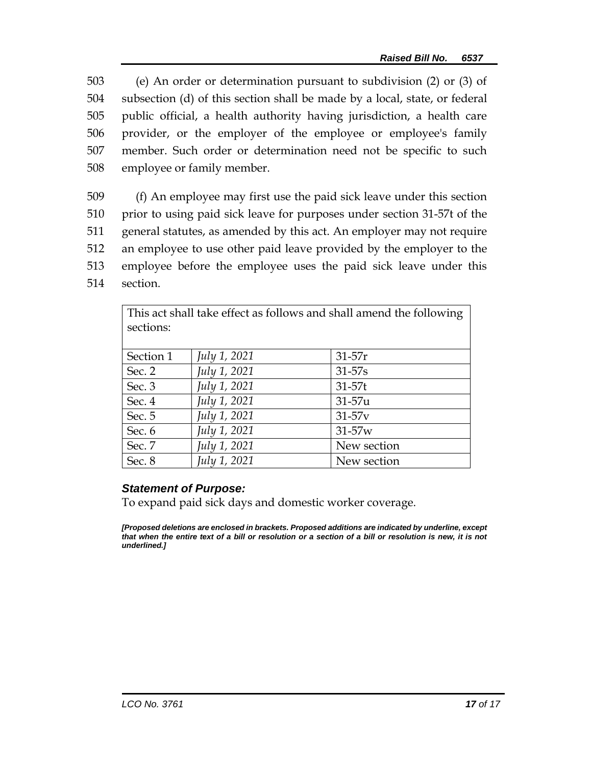(e) An order or determination pursuant to subdivision (2) or (3) of subsection (d) of this section shall be made by a local, state, or federal public official, a health authority having jurisdiction, a health care provider, or the employer of the employee or employee's family member. Such order or determination need not be specific to such employee or family member.

(f) An employee may first use the paid sick leave under this section prior to using paid sick leave for purposes under section 31-57t of the general statutes, as amended by this act. An employer may not require an employee to use other paid leave provided by the employer to the employee before the employee uses the paid sick leave under this section.

| This act shall take effect as follows and shall amend the following sections: | | |
|---|---|---|
| Section 1 | *July 1, 2021* | 31-57r |
| Sec. 2 | *July 1, 2021* | 31-57s |
| Sec. 3 | *July 1, 2021* | 31-57t |
| Sec. 4 | *July 1, 2021* | 31-57u |
| Sec. 5 | *July 1, 2021* | 31-57v |
| Sec. 6 | *July 1, 2021* | 31-57w |
| Sec. 7 | *July 1, 2021* | New section |
| Sec. 8 | *July 1, 2021* | New section |

### *Statement of Purpose:*

To expand paid sick days and domestic worker coverage.

***[Proposed deletions are enclosed in brackets. Proposed additions are indicated by underline, except that when the entire text of a bill or resolution or a section of a bill or resolution is new, it is not underlined.]***